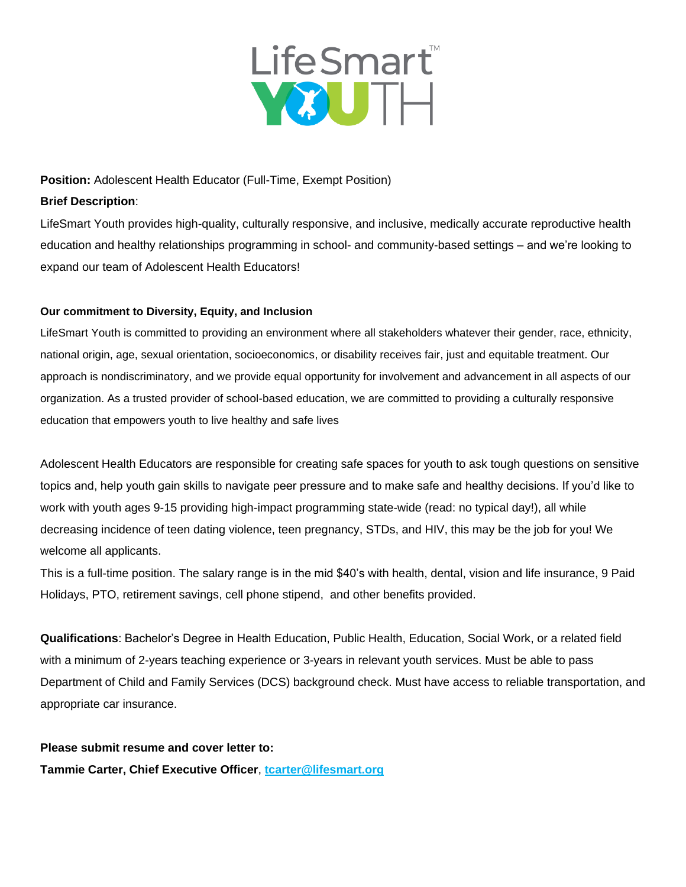**Position:** Adolescent Health Educator (Full-Time, Exempt Position)

**Brief Description**:

LifeSmart Youth provides high-quality, culturally responsive, and inclusive, medically accurate reproductive health education and healthy relationships programming in school- and community-based settings – and we're looking to expand our team of Adolescent Health Educators!

**Our commitment to Diversity, Equity, and Inclusion**

LifeSmart Youth is committed to providing an environment where all stakeholders whatever their gender, race, ethnicity, national origin, age, sexual orientation, socioeconomics, or disability receives fair, just and equitable treatment. Our approach is nondiscriminatory, and we provide equal opportunity for involvement and advancement in all aspects of our organization. As a trusted provider of school-based education, we are committed to providing a culturally responsive education that empowers youth to live healthy and safe lives

Adolescent Health Educators are responsible for creating safe spaces for youth to ask tough questions on sensitive topics and, help youth gain skills to navigate peer pressure and to make safe and healthy decisions. If you'd like to work with youth ages 9-15 providing high-impact programming state-wide (read: no typical day!), all while decreasing incidence of teen dating violence, teen pregnancy, STDs, and HIV, this may be the job for you! We welcome all applicants.

This is a full-time position. The salary range is in the mid $40's with health, dental, vision and life insurance, 9 Paid Holidays, PTO, retirement savings, cell phone stipend, and other benefits provided.

**Qualifications**: Bachelor's Degree in Health Education, Public Health, Education, Social Work, or a related field with a minimum of 2-years teaching experience or 3-years in relevant youth services. Must be able to pass Department of Child and Family Services (DCS) background check. Must have access to reliable transportation, and appropriate car insurance.

**Please submit resume and cover letter to:**

**Tammie Carter, Chief Executive Officer**, **tcarter@lifesmart.org**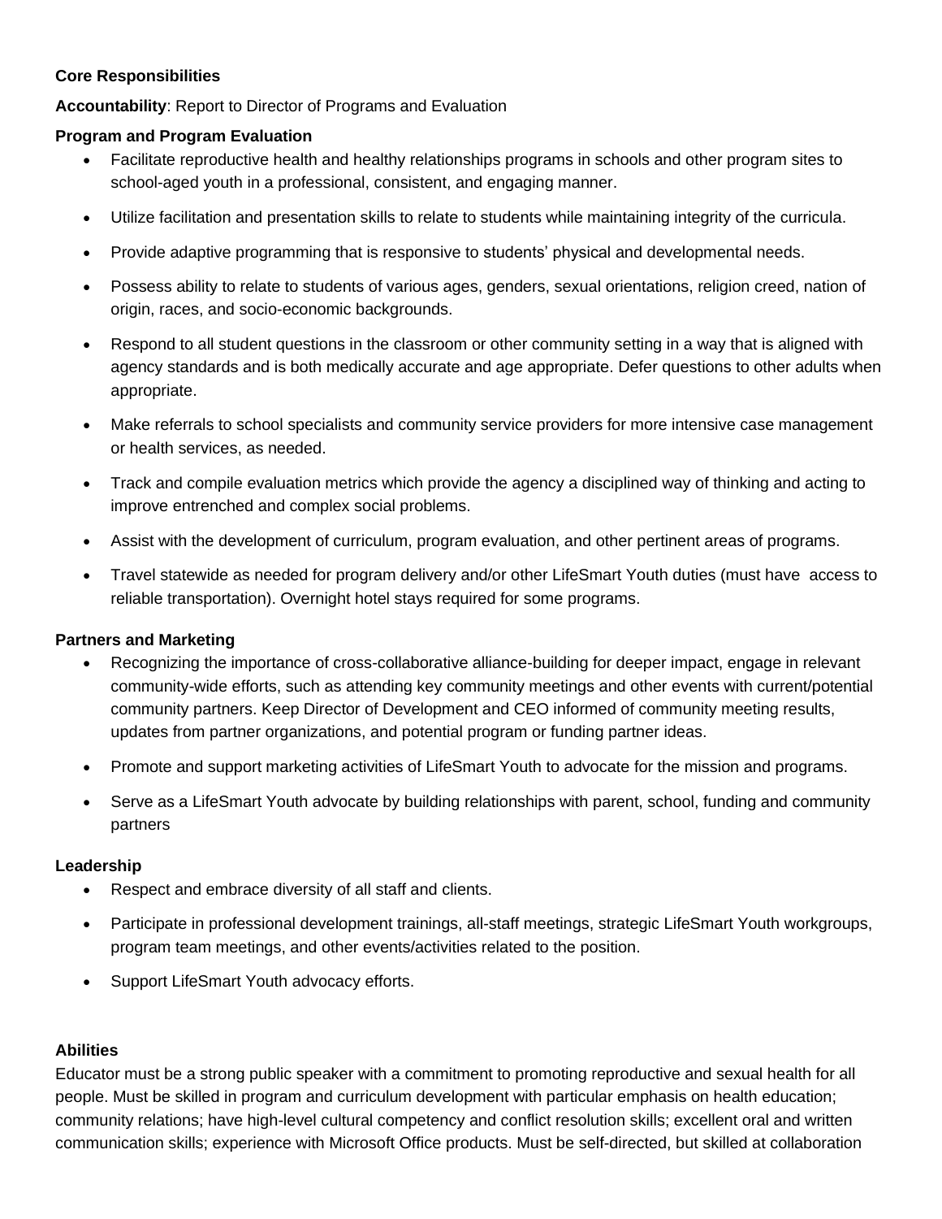**Core Responsibilities**

**Accountability**: Report to Director of Programs and Evaluation

**Program and Program Evaluation**

- Facilitate reproductive health and healthy relationships programs in schools and other program sites to school-aged youth in a professional, consistent, and engaging manner.
- Utilize facilitation and presentation skills to relate to students while maintaining integrity of the curricula.
- Provide adaptive programming that is responsive to students' physical and developmental needs.
- Possess ability to relate to students of various ages, genders, sexual orientations, religion creed, nation of origin, races, and socio-economic backgrounds.
- Respond to all student questions in the classroom or other community setting in a way that is aligned with agency standards and is both medically accurate and age appropriate. Defer questions to other adults when appropriate.
- Make referrals to school specialists and community service providers for more intensive case management or health services, as needed.
- Track and compile evaluation metrics which provide the agency a disciplined way of thinking and acting to improve entrenched and complex social problems.
- Assist with the development of curriculum, program evaluation, and other pertinent areas of programs.
- Travel statewide as needed for program delivery and/or other LifeSmart Youth duties (must have access to reliable transportation). Overnight hotel stays required for some programs.

**Partners and Marketing**

- Recognizing the importance of cross-collaborative alliance-building for deeper impact, engage in relevant community-wide efforts, such as attending key community meetings and other events with current/potential community partners. Keep Director of Development and CEO informed of community meeting results, updates from partner organizations, and potential program or funding partner ideas.
- Promote and support marketing activities of LifeSmart Youth to advocate for the mission and programs.
- Serve as a LifeSmart Youth advocate by building relationships with parent, school, funding and community partners

**Leadership**

- Respect and embrace diversity of all staff and clients.
- Participate in professional development trainings, all-staff meetings, strategic LifeSmart Youth workgroups, program team meetings, and other events/activities related to the position.
- Support LifeSmart Youth advocacy efforts.

**Abilities**

Educator must be a strong public speaker with a commitment to promoting reproductive and sexual health for all people. Must be skilled in program and curriculum development with particular emphasis on health education; community relations; have high-level cultural competency and conflict resolution skills; excellent oral and written communication skills; experience with Microsoft Office products. Must be self-directed, but skilled at collaboration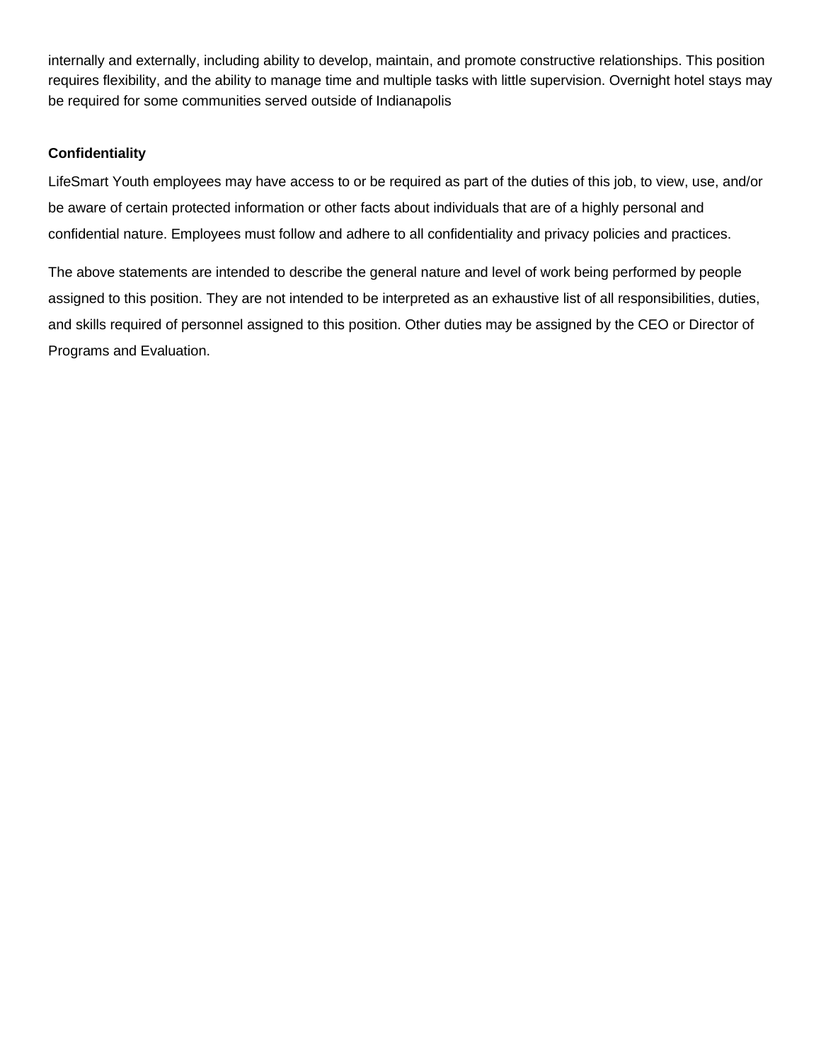internally and externally, including ability to develop, maintain, and promote constructive relationships. This position requires flexibility, and the ability to manage time and multiple tasks with little supervision. Overnight hotel stays may be required for some communities served outside of Indianapolis

**Confidentiality**

LifeSmart Youth employees may have access to or be required as part of the duties of this job, to view, use, and/or be aware of certain protected information or other facts about individuals that are of a highly personal and confidential nature. Employees must follow and adhere to all confidentiality and privacy policies and practices.

The above statements are intended to describe the general nature and level of work being performed by people assigned to this position. They are not intended to be interpreted as an exhaustive list of all responsibilities, duties, and skills required of personnel assigned to this position. Other duties may be assigned by the CEO or Director of Programs and Evaluation.